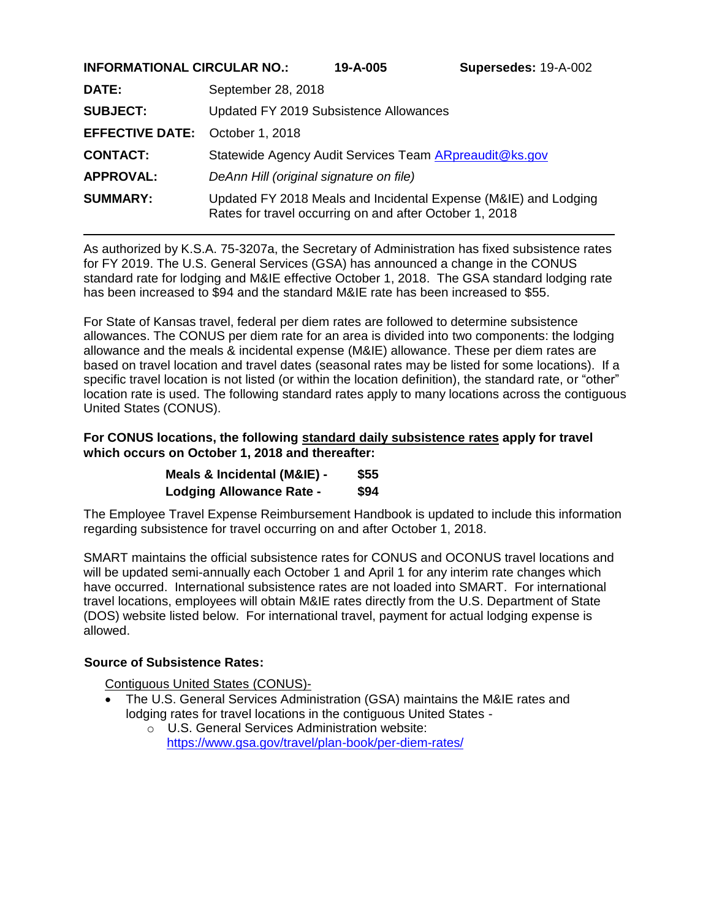| | | |
|---|---|---|
| **INFORMATIONAL CIRCULAR NO.:** | **19-A-005** | **Supersedes:** 19-A-002 |
| **DATE:** | September 28, 2018 | |
| **SUBJECT:** | Updated FY 2019 Subsistence Allowances | |
| **EFFECTIVE DATE:** | October 1, 2018 | |
| **CONTACT:** | Statewide Agency Audit Services Team [ARpreaudit@ks.gov](mailto:ARpreaudit@ks.gov) | |
| **APPROVAL:** | *DeAnn Hill (original signature on file)* | |
| **SUMMARY:** | Updated FY 2018 Meals and Incidental Expense (M&IE) and Lodging Rates for travel occurring on and after October 1, 2018 | |

---

As authorized by K.S.A. 75-3207a, the Secretary of Administration has fixed subsistence rates for FY 2019. The U.S. General Services (GSA) has announced a change in the CONUS standard rate for lodging and M&IE effective October 1, 2018. The GSA standard lodging rate has been increased to $94 and the standard M&IE rate has been increased to $55.

For State of Kansas travel, federal per diem rates are followed to determine subsistence allowances. The CONUS per diem rate for an area is divided into two components: the lodging allowance and the meals & incidental expense (M&IE) allowance. These per diem rates are based on travel location and travel dates (seasonal rates may be listed for some locations). If a specific travel location is not listed (or within the location definition), the standard rate, or "other" location rate is used. The following standard rates apply to many locations across the contiguous United States (CONUS).

**For CONUS locations, the following <u>standard daily subsistence rates</u> apply for travel which occurs on October 1, 2018 and thereafter:**

| | |
|---|---|
| **Meals & Incidental (M&IE) -** | **$55** |
| **Lodging Allowance Rate -** | **$94** |

The Employee Travel Expense Reimbursement Handbook is updated to include this information regarding subsistence for travel occurring on and after October 1, 2018.

SMART maintains the official subsistence rates for CONUS and OCONUS travel locations and will be updated semi-annually each October 1 and April 1 for any interim rate changes which have occurred. International subsistence rates are not loaded into SMART. For international travel locations, employees will obtain M&IE rates directly from the U.S. Department of State (DOS) website listed below. For international travel, payment for actual lodging expense is allowed.

**Source of Subsistence Rates:**

<u>Contiguous United States (CONUS)-</u>

- The U.S. General Services Administration (GSA) maintains the M&IE rates and lodging rates for travel locations in the contiguous United States -
  - U.S. General Services Administration website: [https://www.gsa.gov/travel/plan-book/per-diem-rates/](https://www.gsa.gov/travel/plan-book/per-diem-rates/)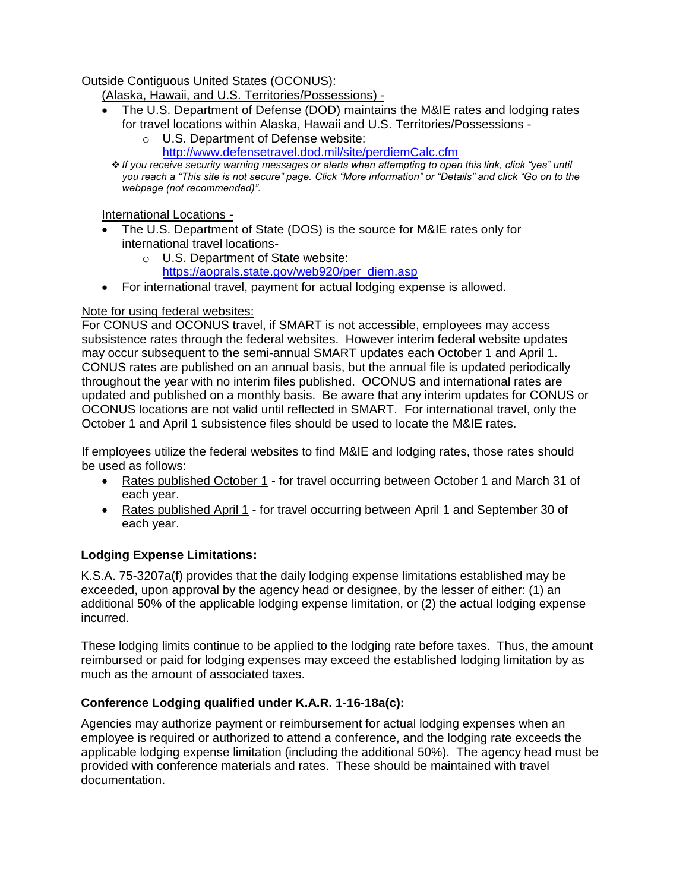Outside Contiguous United States (OCONUS):

(Alaska, Hawaii, and U.S. Territories/Possessions) -

- The U.S. Department of Defense (DOD) maintains the M&IE rates and lodging rates for travel locations within Alaska, Hawaii and U.S. Territories/Possessions -
  - U.S. Department of Defense website: [http://www.defensetravel.dod.mil/site/perdiemCalc.cfm](http://www.defensetravel.dod.mil/site/perdiemCalc.cfm)

❖ *If you receive security warning messages or alerts when attempting to open this link, click "yes" until you reach a "This site is not secure" page. Click "More information" or "Details" and click "Go on to the webpage (not recommended)".*

International Locations -

- The U.S. Department of State (DOS) is the source for M&IE rates only for international travel locations-
  - U.S. Department of State website: [https://aoprals.state.gov/web920/per_diem.asp](https://aoprals.state.gov/web920/per_diem.asp)
- For international travel, payment for actual lodging expense is allowed.

Note for using federal websites:

For CONUS and OCONUS travel, if SMART is not accessible, employees may access subsistence rates through the federal websites. However interim federal website updates may occur subsequent to the semi-annual SMART updates each October 1 and April 1. CONUS rates are published on an annual basis, but the annual file is updated periodically throughout the year with no interim files published. OCONUS and international rates are updated and published on a monthly basis. Be aware that any interim updates for CONUS or OCONUS locations are not valid until reflected in SMART. For international travel, only the October 1 and April 1 subsistence files should be used to locate the M&IE rates.

If employees utilize the federal websites to find M&IE and lodging rates, those rates should be used as follows:

- Rates published October 1 - for travel occurring between October 1 and March 31 of each year.
- Rates published April 1 - for travel occurring between April 1 and September 30 of each year.

**Lodging Expense Limitations:**

K.S.A. 75-3207a(f) provides that the daily lodging expense limitations established may be exceeded, upon approval by the agency head or designee, by the lesser of either: (1) an additional 50% of the applicable lodging expense limitation, or (2) the actual lodging expense incurred.

These lodging limits continue to be applied to the lodging rate before taxes. Thus, the amount reimbursed or paid for lodging expenses may exceed the established lodging limitation by as much as the amount of associated taxes.

**Conference Lodging qualified under K.A.R. 1-16-18a(c):**

Agencies may authorize payment or reimbursement for actual lodging expenses when an employee is required or authorized to attend a conference, and the lodging rate exceeds the applicable lodging expense limitation (including the additional 50%). The agency head must be provided with conference materials and rates. These should be maintained with travel documentation.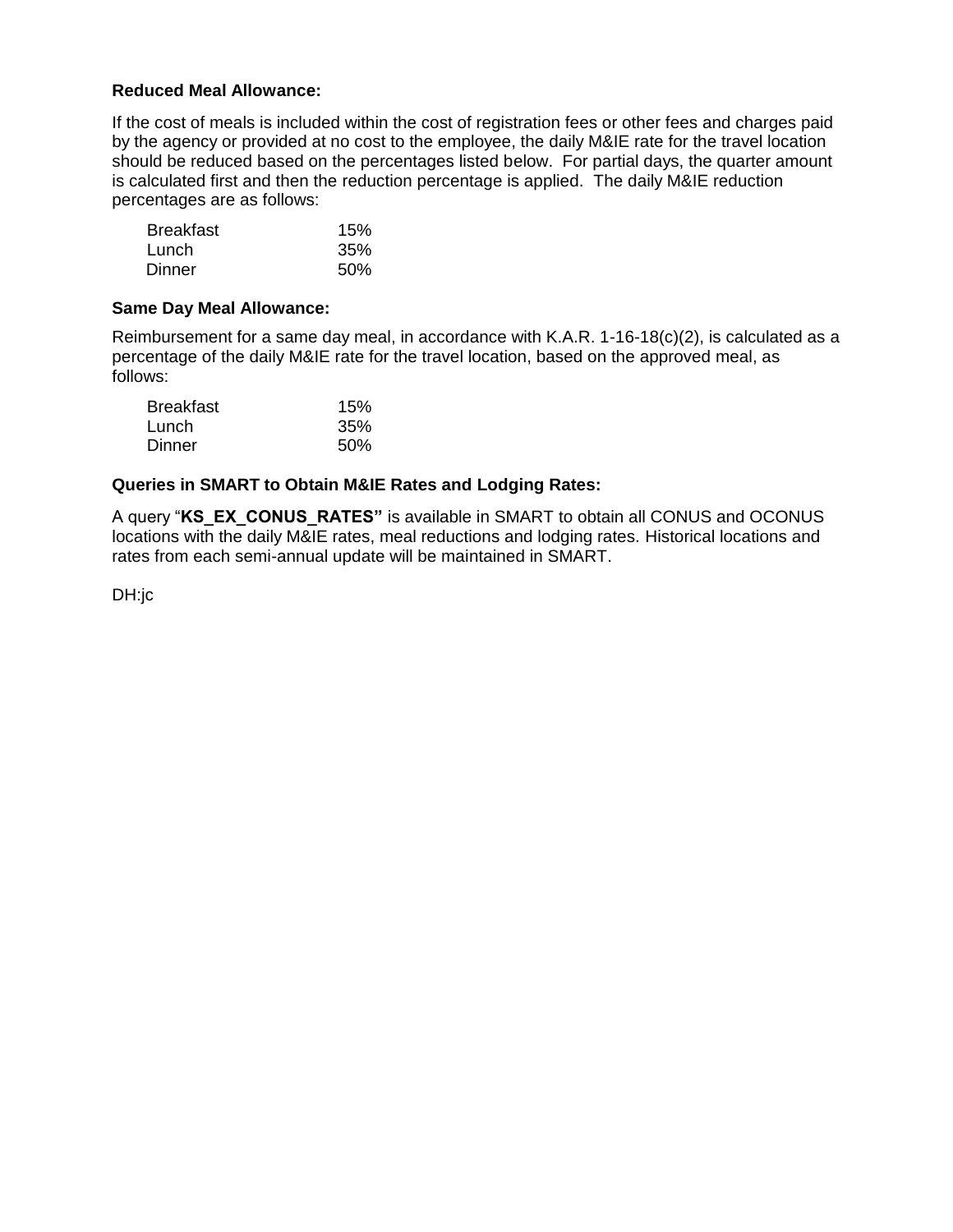**Reduced Meal Allowance:**

If the cost of meals is included within the cost of registration fees or other fees and charges paid by the agency or provided at no cost to the employee, the daily M&IE rate for the travel location should be reduced based on the percentages listed below. For partial days, the quarter amount is calculated first and then the reduction percentage is applied. The daily M&IE reduction percentages are as follows:

| | |
|---|---|
| Breakfast | 15% |
| Lunch | 35% |
| Dinner | 50% |

**Same Day Meal Allowance:**

Reimbursement for a same day meal, in accordance with K.A.R. 1-16-18(c)(2), is calculated as a percentage of the daily M&IE rate for the travel location, based on the approved meal, as follows:

| | |
|---|---|
| Breakfast | 15% |
| Lunch | 35% |
| Dinner | 50% |

**Queries in SMART to Obtain M&IE Rates and Lodging Rates:**

A query "**KS_EX_CONUS_RATES"** is available in SMART to obtain all CONUS and OCONUS locations with the daily M&IE rates, meal reductions and lodging rates. Historical locations and rates from each semi-annual update will be maintained in SMART.

DH:jc